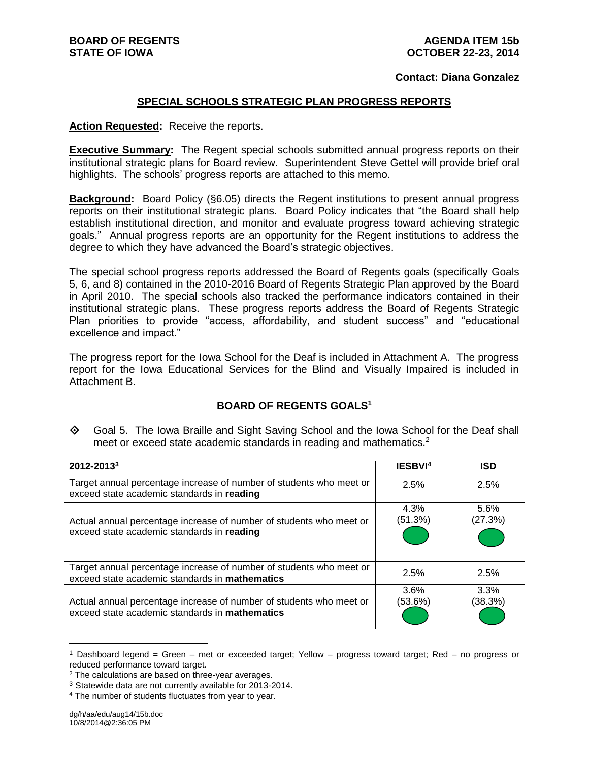BOARD OF REGENTS
STATE OF IOWA

AGENDA ITEM 15b
OCTOBER 22-23, 2014

**Contact: Diana Gonzalez**

## SPECIAL SCHOOLS STRATEGIC PLAN PROGRESS REPORTS

**Action Requested:** Receive the reports.

**Executive Summary:** The Regent special schools submitted annual progress reports on their institutional strategic plans for Board review. Superintendent Steve Gettel will provide brief oral highlights. The schools' progress reports are attached to this memo.

**Background:** Board Policy (§6.05) directs the Regent institutions to present annual progress reports on their institutional strategic plans. Board Policy indicates that "the Board shall help establish institutional direction, and monitor and evaluate progress toward achieving strategic goals." Annual progress reports are an opportunity for the Regent institutions to address the degree to which they have advanced the Board's strategic objectives.

The special school progress reports addressed the Board of Regents goals (specifically Goals 5, 6, and 8) contained in the 2010-2016 Board of Regents Strategic Plan approved by the Board in April 2010. The special schools also tracked the performance indicators contained in their institutional strategic plans. These progress reports address the Board of Regents Strategic Plan priorities to provide "access, affordability, and student success" and "educational excellence and impact."

The progress report for the Iowa School for the Deaf is included in Attachment A. The progress report for the Iowa Educational Services for the Blind and Visually Impaired is included in Attachment B.

### BOARD OF REGENTS GOALS[1]

◈ Goal 5. The Iowa Braille and Sight Saving School and the Iowa School for the Deaf shall meet or exceed state academic standards in reading and mathematics.[2]

| 2012-2013[3] | IESBVI[4] | ISD |
|---|---|---|
| Target annual percentage increase of number of students who meet or exceed state academic standards in **reading** | 2.5% | 2.5% |
| Actual annual percentage increase of number of students who meet or exceed state academic standards in **reading** | 4.3% (51.3%) (Green) | 5.6% (27.3%) (Green) |
| | | |
| Target annual percentage increase of number of students who meet or exceed state academic standards in **mathematics** | 2.5% | 2.5% |
| Actual annual percentage increase of number of students who meet or exceed state academic standards in **mathematics** | 3.6% (53.6%) (Green) | 3.3% (38.3%) (Green) |

[1] Dashboard legend = Green – met or exceeded target; Yellow – progress toward target; Red – no progress or reduced performance toward target.

[2] The calculations are based on three-year averages.

[3] Statewide data are not currently available for 2013-2014.

[4] The number of students fluctuates from year to year.

dg/h/aa/edu/aug14/15b.doc
10/8/2014@2:36:05 PM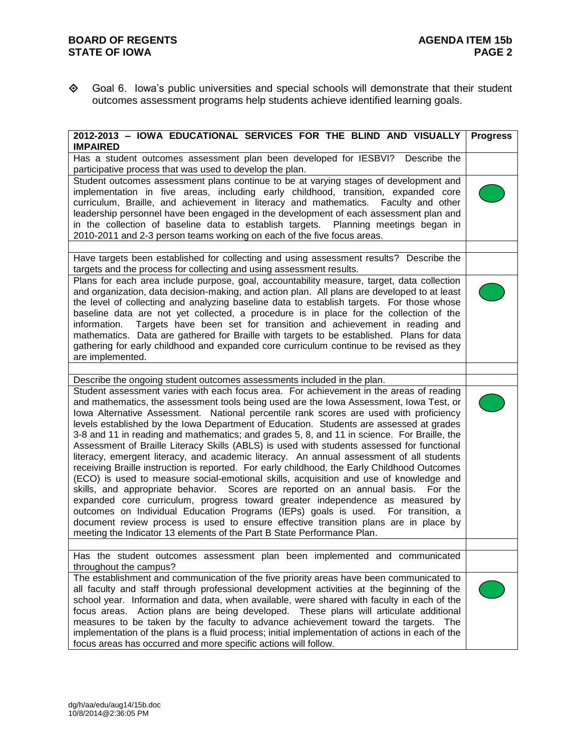◈ Goal 6. Iowa's public universities and special schools will demonstrate that their student outcomes assessment programs help students achieve identified learning goals.

| 2012-2013 – IOWA EDUCATIONAL SERVICES FOR THE BLIND AND VISUALLY IMPAIRED | Progress |
|---|---|
| Has a student outcomes assessment plan been developed for IESBVI? Describe the participative process that was used to develop the plan. | |
| Student outcomes assessment plans continue to be at varying stages of development and implementation in five areas, including early childhood, transition, expanded core curriculum, Braille, and achievement in literacy and mathematics. Faculty and other leadership personnel have been engaged in the development of each assessment plan and in the collection of baseline data to establish targets. Planning meetings began in 2010-2011 and 2-3 person teams working on each of the five focus areas. | (green) |
| | |
| Have targets been established for collecting and using assessment results? Describe the targets and the process for collecting and using assessment results. | |
| Plans for each area include purpose, goal, accountability measure, target, data collection and organization, data decision-making, and action plan. All plans are developed to at least the level of collecting and analyzing baseline data to establish targets. For those whose baseline data are not yet collected, a procedure is in place for the collection of the information. Targets have been set for transition and achievement in reading and mathematics. Data are gathered for Braille with targets to be established. Plans for data gathering for early childhood and expanded core curriculum continue to be revised as they are implemented. | (green) |
| | |
| Describe the ongoing student outcomes assessments included in the plan. | |
| Student assessment varies with each focus area. For achievement in the areas of reading and mathematics, the assessment tools being used are the Iowa Assessment, Iowa Test, or Iowa Alternative Assessment. National percentile rank scores are used with proficiency levels established by the Iowa Department of Education. Students are assessed at grades 3-8 and 11 in reading and mathematics; and grades 5, 8, and 11 in science. For Braille, the Assessment of Braille Literacy Skills (ABLS) is used with students assessed for functional literacy, emergent literacy, and academic literacy. An annual assessment of all students receiving Braille instruction is reported. For early childhood, the Early Childhood Outcomes (ECO) is used to measure social-emotional skills, acquisition and use of knowledge and skills, and appropriate behavior. Scores are reported on an annual basis. For the expanded core curriculum, progress toward greater independence as measured by outcomes on Individual Education Programs (IEPs) goals is used. For transition, a document review process is used to ensure effective transition plans are in place by meeting the Indicator 13 elements of the Part B State Performance Plan. | (green) |
| | |
| Has the student outcomes assessment plan been implemented and communicated throughout the campus? | |
| The establishment and communication of the five priority areas have been communicated to all faculty and staff through professional development activities at the beginning of the school year. Information and data, when available, were shared with faculty in each of the focus areas. Action plans are being developed. These plans will articulate additional measures to be taken by the faculty to advance achievement toward the targets. The implementation of the plans is a fluid process; initial implementation of actions in each of the focus areas has occurred and more specific actions will follow. | (green) |

dg/h/aa/edu/aug14/15b.doc
10/8/2014@2:36:05 PM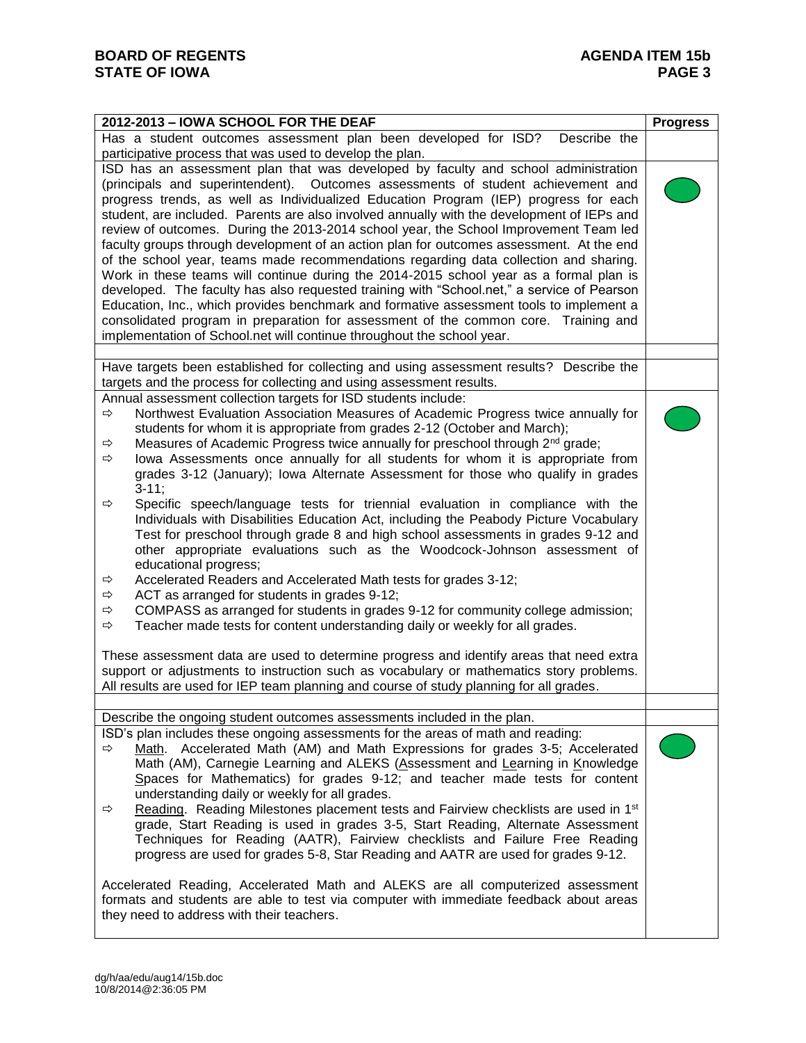| 2012-2013 – IOWA SCHOOL FOR THE DEAF | Progress |
|---|---|
| Has a student outcomes assessment plan been developed for ISD? Describe the participative process that was used to develop the plan. | |
| ISD has an assessment plan that was developed by faculty and school administration (principals and superintendent). Outcomes assessments of student achievement and progress trends, as well as Individualized Education Program (IEP) progress for each student, are included. Parents are also involved annually with the development of IEPs and review of outcomes. During the 2013-2014 school year, the School Improvement Team led faculty groups through development of an action plan for outcomes assessment. At the end of the school year, teams made recommendations regarding data collection and sharing. Work in these teams will continue during the 2014-2015 school year as a formal plan is developed. The faculty has also requested training with "School.net," a service of Pearson Education, Inc., which provides benchmark and formative assessment tools to implement a consolidated program in preparation for assessment of the common core. Training and implementation of School.net will continue throughout the school year. | (green) |
| | |
| Have targets been established for collecting and using assessment results? Describe the targets and the process for collecting and using assessment results. | |
| Annual assessment collection targets for ISD students include:<br>⇨ Northwest Evaluation Association Measures of Academic Progress twice annually for students for whom it is appropriate from grades 2-12 (October and March);<br>⇨ Measures of Academic Progress twice annually for preschool through 2nd grade;<br>⇨ Iowa Assessments once annually for all students for whom it is appropriate from grades 3-12 (January); Iowa Alternate Assessment for those who qualify in grades 3-11;<br>⇨ Specific speech/language tests for triennial evaluation in compliance with the Individuals with Disabilities Education Act, including the Peabody Picture Vocabulary Test for preschool through grade 8 and high school assessments in grades 9-12 and other appropriate evaluations such as the Woodcock-Johnson assessment of educational progress;<br>⇨ Accelerated Readers and Accelerated Math tests for grades 3-12;<br>⇨ ACT as arranged for students in grades 9-12;<br>⇨ COMPASS as arranged for students in grades 9-12 for community college admission;<br>⇨ Teacher made tests for content understanding daily or weekly for all grades.<br><br>These assessment data are used to determine progress and identify areas that need extra support or adjustments to instruction such as vocabulary or mathematics story problems. All results are used for IEP team planning and course of study planning for all grades. | (green) |
| | |
| Describe the ongoing student outcomes assessments included in the plan. | |
| ISD's plan includes these ongoing assessments for the areas of math and reading:<br>⇨ Math. Accelerated Math (AM) and Math Expressions for grades 3-5; Accelerated Math (AM), Carnegie Learning and ALEKS (Assessment and Learning in Knowledge Spaces for Mathematics) for grades 9-12; and teacher made tests for content understanding daily or weekly for all grades.<br>⇨ Reading. Reading Milestones placement tests and Fairview checklists are used in 1st grade, Start Reading is used in grades 3-5, Start Reading, Alternate Assessment Techniques for Reading (AATR), Fairview checklists and Failure Free Reading progress are used for grades 5-8, Star Reading and AATR are used for grades 9-12.<br><br>Accelerated Reading, Accelerated Math and ALEKS are all computerized assessment formats and students are able to test via computer with immediate feedback about areas they need to address with their teachers. | (green) |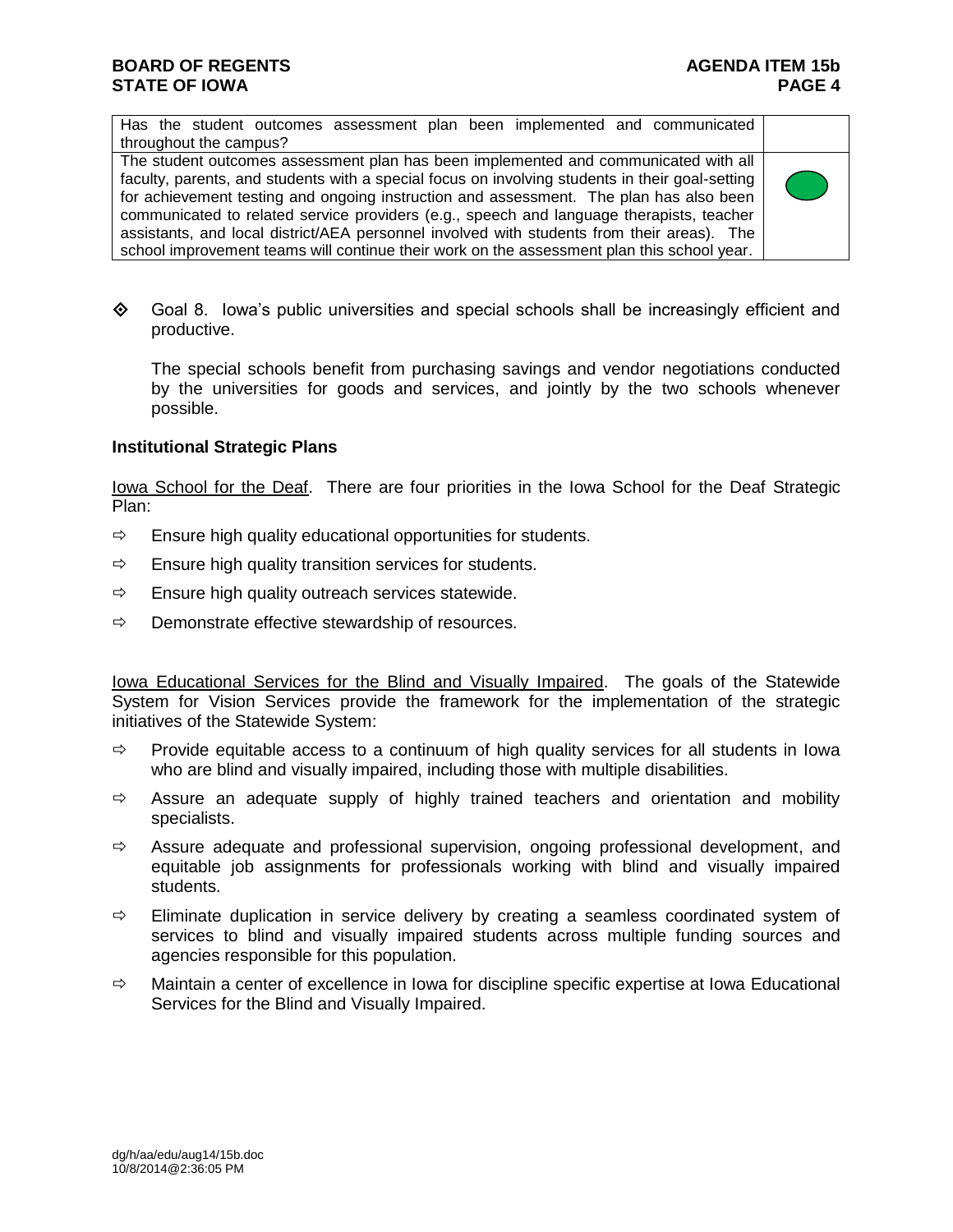| Has the student outcomes assessment plan been implemented and communicated throughout the campus? | |
|---|---|
| The student outcomes assessment plan has been implemented and communicated with all faculty, parents, and students with a special focus on involving students in their goal-setting for achievement testing and ongoing instruction and assessment. The plan has also been communicated to related service providers (e.g., speech and language therapists, teacher assistants, and local district/AEA personnel involved with students from their areas). The school improvement teams will continue their work on the assessment plan this school year. | |

- Goal 8. Iowa's public universities and special schools shall be increasingly efficient and productive.

  The special schools benefit from purchasing savings and vendor negotiations conducted by the universities for goods and services, and jointly by the two schools whenever possible.

**Institutional Strategic Plans**

Iowa School for the Deaf. There are four priorities in the Iowa School for the Deaf Strategic Plan:

- Ensure high quality educational opportunities for students.
- Ensure high quality transition services for students.
- Ensure high quality outreach services statewide.
- Demonstrate effective stewardship of resources.

Iowa Educational Services for the Blind and Visually Impaired. The goals of the Statewide System for Vision Services provide the framework for the implementation of the strategic initiatives of the Statewide System:

- Provide equitable access to a continuum of high quality services for all students in Iowa who are blind and visually impaired, including those with multiple disabilities.
- Assure an adequate supply of highly trained teachers and orientation and mobility specialists.
- Assure adequate and professional supervision, ongoing professional development, and equitable job assignments for professionals working with blind and visually impaired students.
- Eliminate duplication in service delivery by creating a seamless coordinated system of services to blind and visually impaired students across multiple funding sources and agencies responsible for this population.
- Maintain a center of excellence in Iowa for discipline specific expertise at Iowa Educational Services for the Blind and Visually Impaired.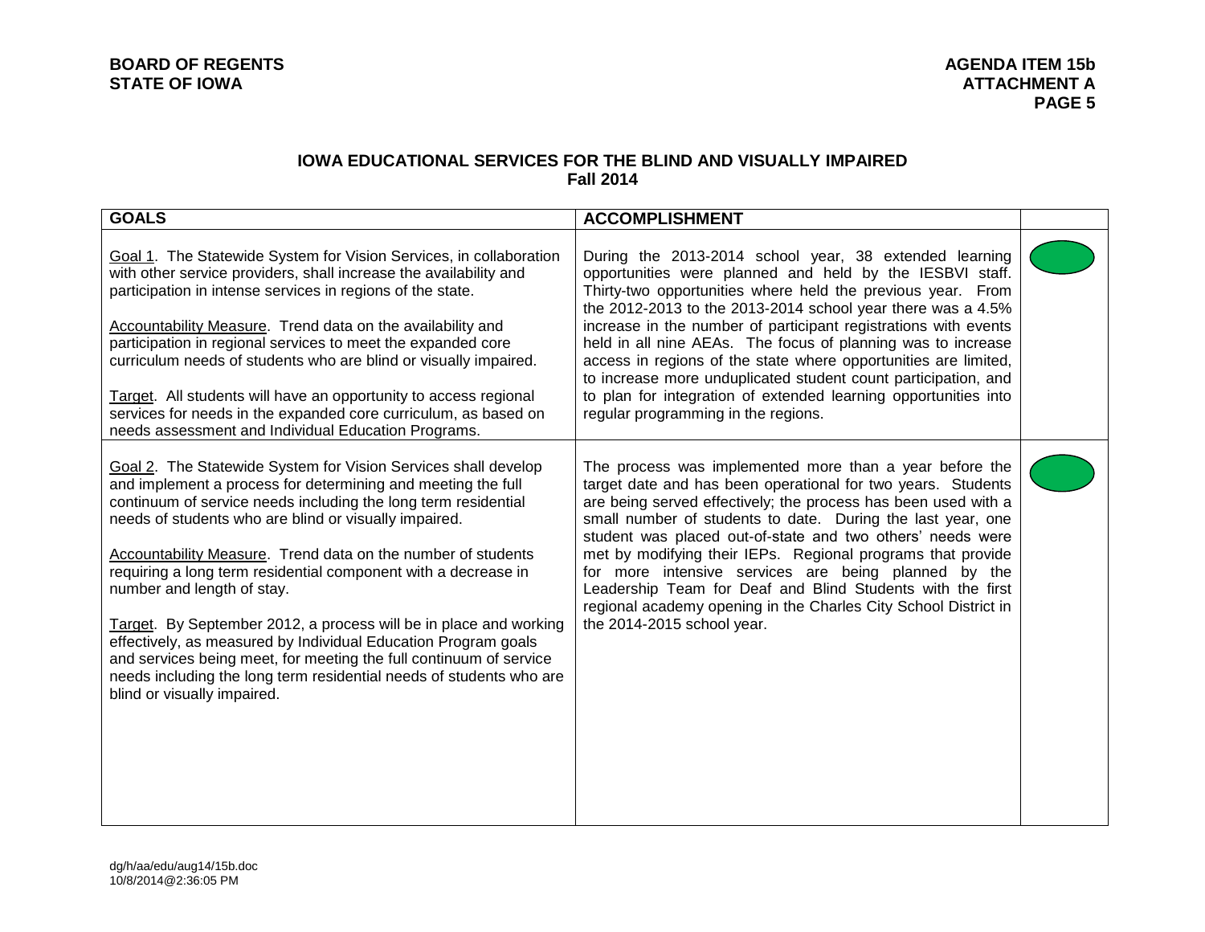## IOWA EDUCATIONAL SERVICES FOR THE BLIND AND VISUALLY IMPAIRED
## Fall 2014

| GOALS | ACCOMPLISHMENT | |
|---|---|---|
| Goal 1. The Statewide System for Vision Services, in collaboration with other service providers, shall increase the availability and participation in intense services in regions of the state.<br><br>Accountability Measure. Trend data on the availability and participation in regional services to meet the expanded core curriculum needs of students who are blind or visually impaired.<br><br>Target. All students will have an opportunity to access regional services for needs in the expanded core curriculum, as based on needs assessment and Individual Education Programs. | During the 2013-2014 school year, 38 extended learning opportunities were planned and held by the IESBVI staff. Thirty-two opportunities where held the previous year. From the 2012-2013 to the 2013-2014 school year there was a 4.5% increase in the number of participant registrations with events held in all nine AEAs. The focus of planning was to increase access in regions of the state where opportunities are limited, to increase more unduplicated student count participation, and to plan for integration of extended learning opportunities into regular programming in the regions. | |
| Goal 2. The Statewide System for Vision Services shall develop and implement a process for determining and meeting the full continuum of service needs including the long term residential needs of students who are blind or visually impaired.<br><br>Accountability Measure. Trend data on the number of students requiring a long term residential component with a decrease in number and length of stay.<br><br>Target. By September 2012, a process will be in place and working effectively, as measured by Individual Education Program goals and services being meet, for meeting the full continuum of service needs including the long term residential needs of students who are blind or visually impaired. | The process was implemented more than a year before the target date and has been operational for two years. Students are being served effectively; the process has been used with a small number of students to date. During the last year, one student was placed out-of-state and two others' needs were met by modifying their IEPs. Regional programs that provide for more intensive services are being planned by the Leadership Team for Deaf and Blind Students with the first regional academy opening in the Charles City School District in the 2014-2015 school year. | |

dg/h/aa/edu/aug14/15b.doc
10/8/2014@2:36:05 PM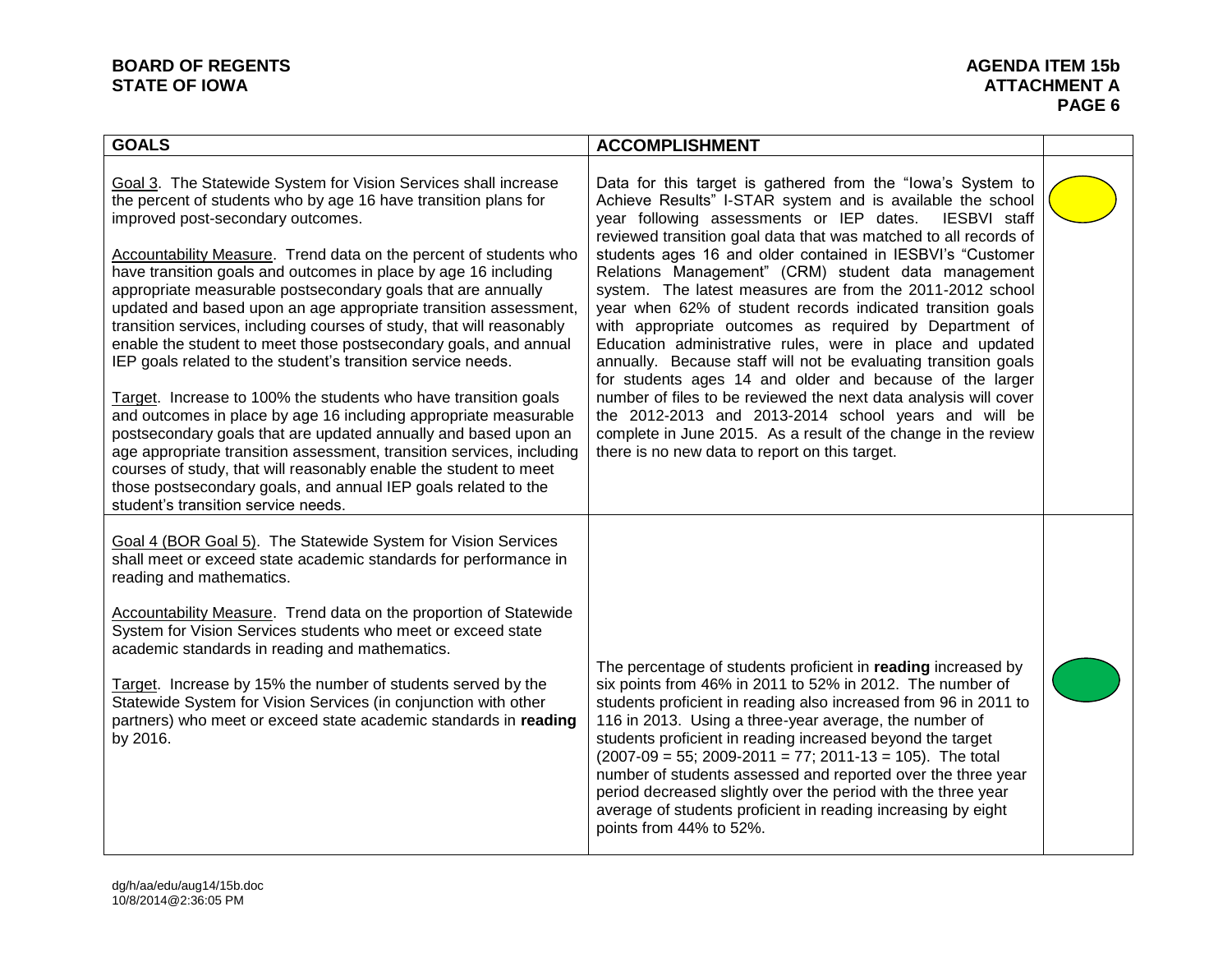| GOALS | ACCOMPLISHMENT | |
|---|---|---|
| Goal 3. The Statewide System for Vision Services shall increase the percent of students who by age 16 have transition plans for improved post-secondary outcomes.<br><br>Accountability Measure. Trend data on the percent of students who have transition goals and outcomes in place by age 16 including appropriate measurable postsecondary goals that are annually updated and based upon an age appropriate transition assessment, transition services, including courses of study, that will reasonably enable the student to meet those postsecondary goals, and annual IEP goals related to the student's transition service needs.<br><br>Target. Increase to 100% the students who have transition goals and outcomes in place by age 16 including appropriate measurable postsecondary goals that are updated annually and based upon an age appropriate transition assessment, transition services, including courses of study, that will reasonably enable the student to meet those postsecondary goals, and annual IEP goals related to the student's transition service needs. | Data for this target is gathered from the "Iowa's System to Achieve Results" I-STAR system and is available the school year following assessments or IEP dates. IESBVI staff reviewed transition goal data that was matched to all records of students ages 16 and older contained in IESBVI's "Customer Relations Management" (CRM) student data management system. The latest measures are from the 2011-2012 school year when 62% of student records indicated transition goals with appropriate outcomes as required by Department of Education administrative rules, were in place and updated annually. Because staff will not be evaluating transition goals for students ages 14 and older and because of the larger number of files to be reviewed the next data analysis will cover the 2012-2013 and 2013-2014 school years and will be complete in June 2015. As a result of the change in the review there is no new data to report on this target. | Yellow |
| Goal 4 (BOR Goal 5). The Statewide System for Vision Services shall meet or exceed state academic standards for performance in reading and mathematics.<br><br>Accountability Measure. Trend data on the proportion of Statewide System for Vision Services students who meet or exceed state academic standards in reading and mathematics.<br><br>Target. Increase by 15% the number of students served by the Statewide System for Vision Services (in conjunction with other partners) who meet or exceed state academic standards in **reading** by 2016. | The percentage of students proficient in **reading** increased by six points from 46% in 2011 to 52% in 2012. The number of students proficient in reading also increased from 96 in 2011 to 116 in 2013. Using a three-year average, the number of students proficient in reading increased beyond the target (2007-09 = 55; 2009-2011 = 77; 2011-13 = 105). The total number of students assessed and reported over the three year period decreased slightly over the period with the three year average of students proficient in reading increasing by eight points from 44% to 52%. | Green |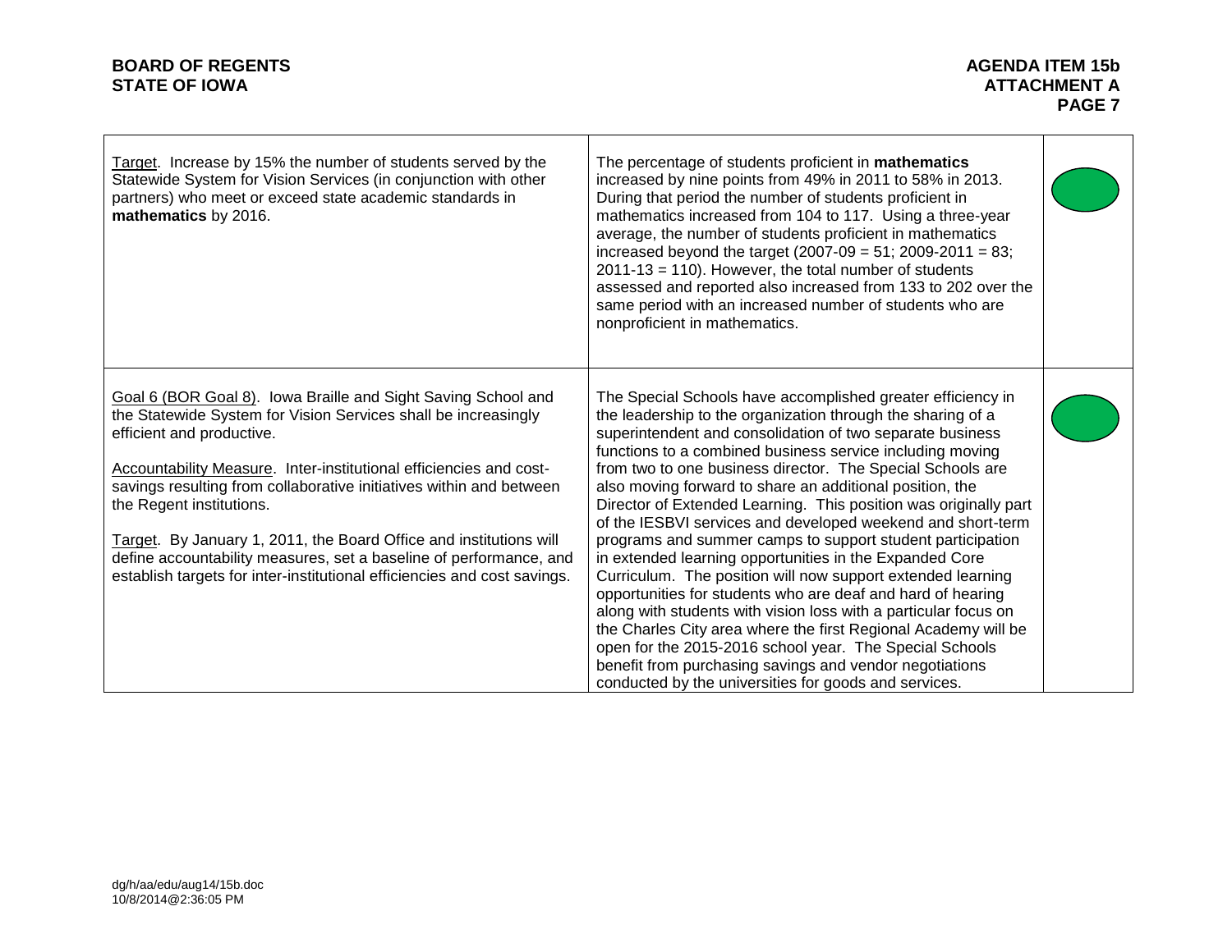| | | |
|---|---|---|
| Target. Increase by 15% the number of students served by the Statewide System for Vision Services (in conjunction with other partners) who meet or exceed state academic standards in **mathematics** by 2016. | The percentage of students proficient in **mathematics** increased by nine points from 49% in 2011 to 58% in 2013. During that period the number of students proficient in mathematics increased from 104 to 117. Using a three-year average, the number of students proficient in mathematics increased beyond the target (2007-09 = 51; 2009-2011 = 83; 2011-13 = 110). However, the total number of students assessed and reported also increased from 133 to 202 over the same period with an increased number of students who are nonproficient in mathematics. | |
| Goal 6 (BOR Goal 8). Iowa Braille and Sight Saving School and the Statewide System for Vision Services shall be increasingly efficient and productive.<br><br>Accountability Measure. Inter-institutional efficiencies and cost-savings resulting from collaborative initiatives within and between the Regent institutions.<br><br>Target. By January 1, 2011, the Board Office and institutions will define accountability measures, set a baseline of performance, and establish targets for inter-institutional efficiencies and cost savings. | The Special Schools have accomplished greater efficiency in the leadership to the organization through the sharing of a superintendent and consolidation of two separate business functions to a combined business service including moving from two to one business director. The Special Schools are also moving forward to share an additional position, the Director of Extended Learning. This position was originally part of the IESBVI services and developed weekend and short-term programs and summer camps to support student participation in extended learning opportunities in the Expanded Core Curriculum. The position will now support extended learning opportunities for students who are deaf and hard of hearing along with students with vision loss with a particular focus on the Charles City area where the first Regional Academy will be open for the 2015-2016 school year. The Special Schools benefit from purchasing savings and vendor negotiations conducted by the universities for goods and services. | |

dg/h/aa/edu/aug14/15b.doc
10/8/2014@2:36:05 PM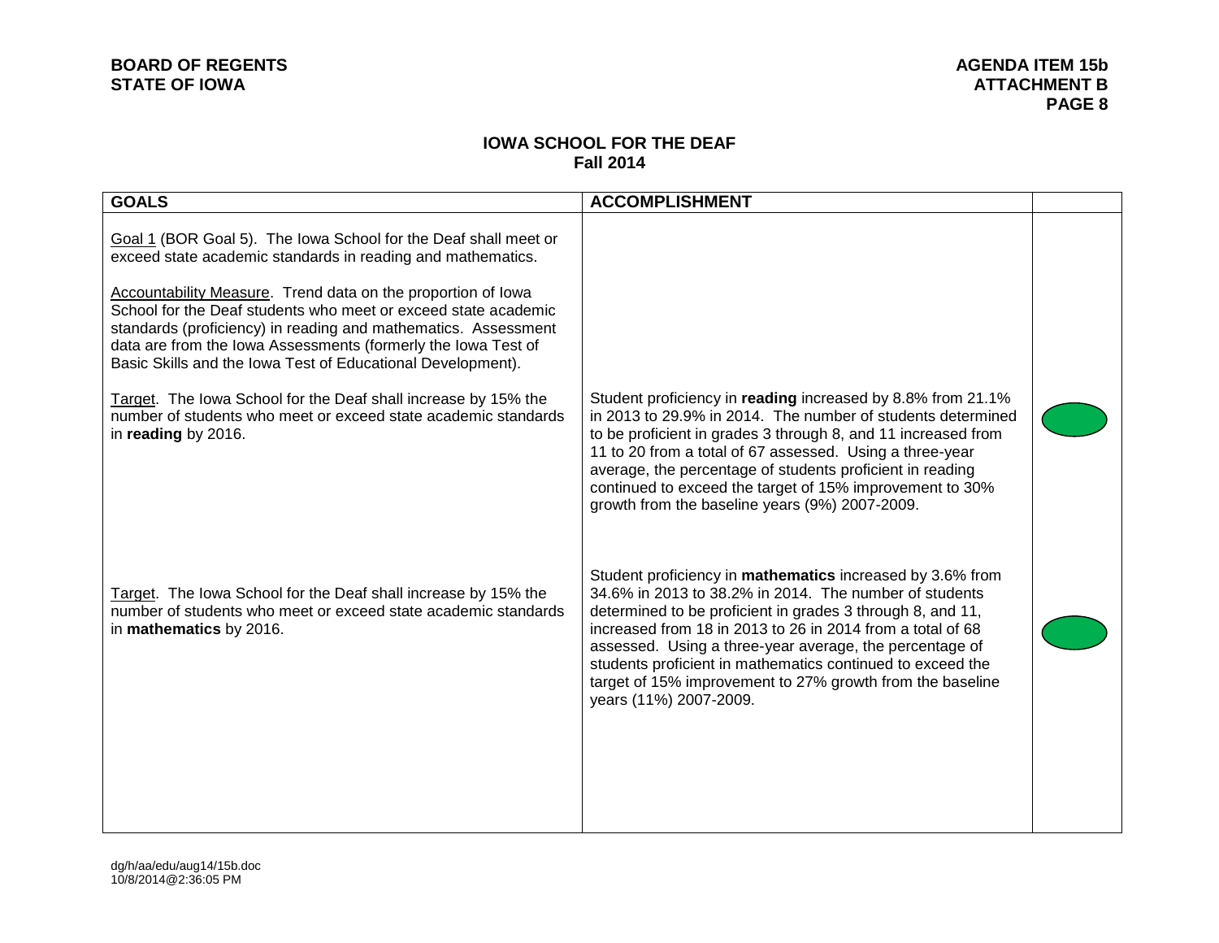BOARD OF REGENTS
STATE OF IOWA

AGENDA ITEM 15b
ATTACHMENT B

## IOWA SCHOOL FOR THE DEAF
## Fall 2014

| GOALS | ACCOMPLISHMENT | |
|---|---|---|
| Goal 1 (BOR Goal 5). The Iowa School for the Deaf shall meet or exceed state academic standards in reading and mathematics.<br><br>Accountability Measure. Trend data on the proportion of Iowa School for the Deaf students who meet or exceed state academic standards (proficiency) in reading and mathematics. Assessment data are from the Iowa Assessments (formerly the Iowa Test of Basic Skills and the Iowa Test of Educational Development). | | |
| Target. The Iowa School for the Deaf shall increase by 15% the number of students who meet or exceed state academic standards in **reading** by 2016. | Student proficiency in **reading** increased by 8.8% from 21.1% in 2013 to 29.9% in 2014. The number of students determined to be proficient in grades 3 through 8, and 11 increased from 11 to 20 from a total of 67 assessed. Using a three-year average, the percentage of students proficient in reading continued to exceed the target of 15% improvement to 30% growth from the baseline years (9%) 2007-2009. | Green |
| Target. The Iowa School for the Deaf shall increase by 15% the number of students who meet or exceed state academic standards in **mathematics** by 2016. | Student proficiency in **mathematics** increased by 3.6% from 34.6% in 2013 to 38.2% in 2014. The number of students determined to be proficient in grades 3 through 8, and 11, increased from 18 in 2013 to 26 in 2014 from a total of 68 assessed. Using a three-year average, the percentage of students proficient in mathematics continued to exceed the target of 15% improvement to 27% growth from the baseline years (11%) 2007-2009. | Green |

dg/h/aa/edu/aug14/15b.doc
10/8/2014@2:36:05 PM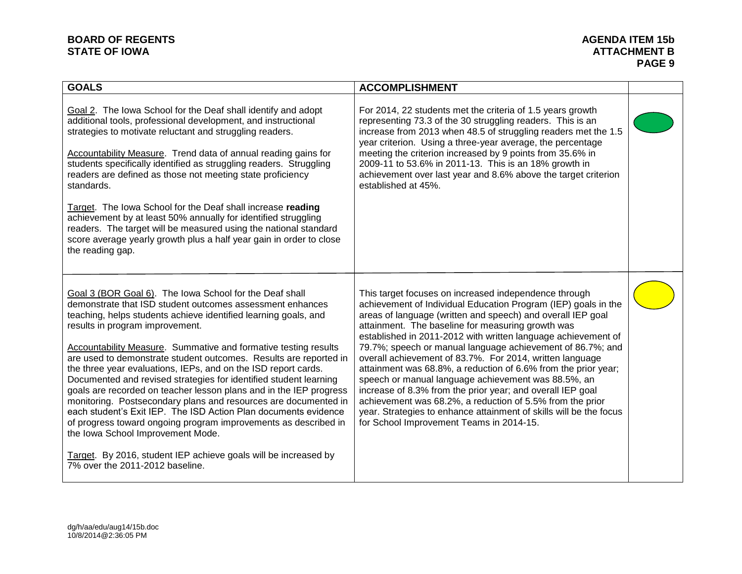| GOALS | ACCOMPLISHMENT | |
|---|---|---|
| Goal 2. The Iowa School for the Deaf shall identify and adopt additional tools, professional development, and instructional strategies to motivate reluctant and struggling readers.<br><br>Accountability Measure. Trend data of annual reading gains for students specifically identified as struggling readers. Struggling readers are defined as those not meeting state proficiency standards.<br><br>Target. The Iowa School for the Deaf shall increase **reading** achievement by at least 50% annually for identified struggling readers. The target will be measured using the national standard score average yearly growth plus a half year gain in order to close the reading gap. | For 2014, 22 students met the criteria of 1.5 years growth representing 73.3 of the 30 struggling readers. This is an increase from 2013 when 48.5 of struggling readers met the 1.5 year criterion. Using a three-year average, the percentage meeting the criterion increased by 9 points from 35.6% in 2009-11 to 53.6% in 2011-13. This is an 18% growth in achievement over last year and 8.6% above the target criterion established at 45%. | Green |
| Goal 3 (BOR Goal 6). The Iowa School for the Deaf shall demonstrate that ISD student outcomes assessment enhances teaching, helps students achieve identified learning goals, and results in program improvement.<br><br>Accountability Measure. Summative and formative testing results are used to demonstrate student outcomes. Results are reported in the three year evaluations, IEPs, and on the ISD report cards. Documented and revised strategies for identified student learning goals are recorded on teacher lesson plans and in the IEP progress monitoring. Postsecondary plans and resources are documented in each student's Exit IEP. The ISD Action Plan documents evidence of progress toward ongoing program improvements as described in the Iowa School Improvement Mode.<br><br>Target. By 2016, student IEP achieve goals will be increased by 7% over the 2011-2012 baseline. | This target focuses on increased independence through achievement of Individual Education Program (IEP) goals in the areas of language (written and speech) and overall IEP goal attainment. The baseline for measuring growth was established in 2011-2012 with written language achievement of 79.7%; speech or manual language achievement of 86.7%; and overall achievement of 83.7%. For 2014, written language attainment was 68.8%, a reduction of 6.6% from the prior year; speech or manual language achievement was 88.5%, an increase of 8.3% from the prior year; and overall IEP goal achievement was 68.2%, a reduction of 5.5% from the prior year. Strategies to enhance attainment of skills will be the focus for School Improvement Teams in 2014-15. | Yellow |

dg/h/aa/edu/aug14/15b.doc
10/8/2014@2:36:05 PM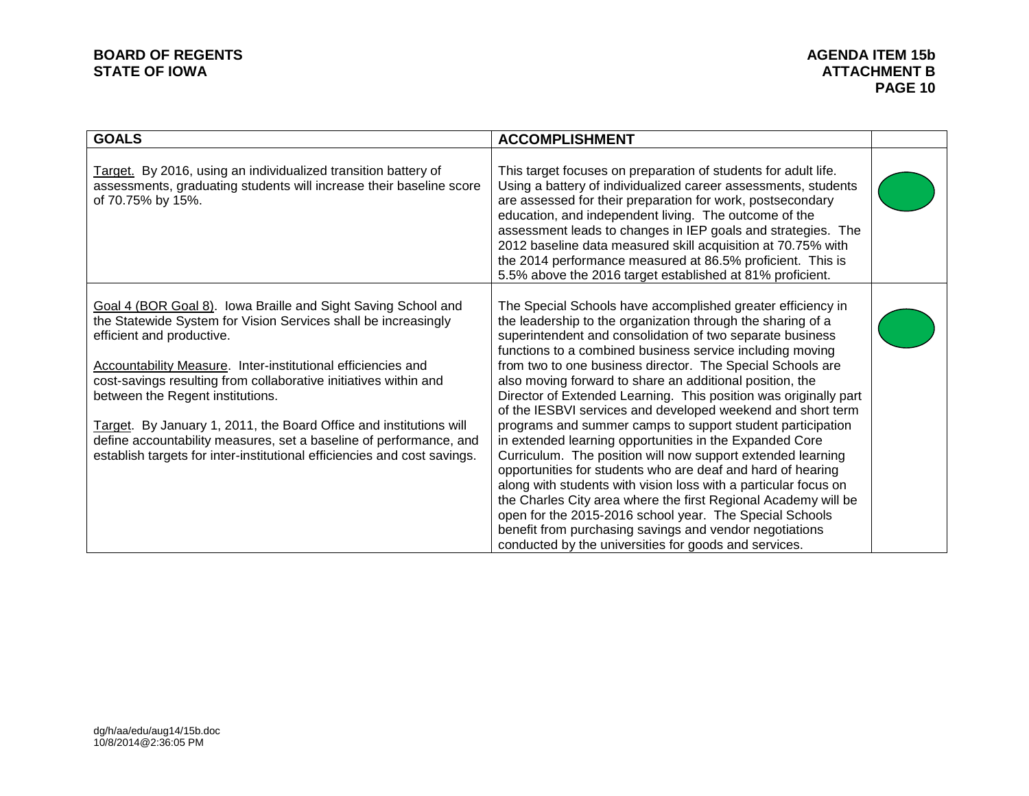| GOALS | ACCOMPLISHMENT | |
|---|---|---|
| Target. By 2016, using an individualized transition battery of assessments, graduating students will increase their baseline score of 70.75% by 15%. | This target focuses on preparation of students for adult life. Using a battery of individualized career assessments, students are assessed for their preparation for work, postsecondary education, and independent living. The outcome of the assessment leads to changes in IEP goals and strategies. The 2012 baseline data measured skill acquisition at 70.75% with the 2014 performance measured at 86.5% proficient. This is 5.5% above the 2016 target established at 81% proficient. | |
| Goal 4 (BOR Goal 8). Iowa Braille and Sight Saving School and the Statewide System for Vision Services shall be increasingly efficient and productive.<br><br>Accountability Measure. Inter-institutional efficiencies and cost-savings resulting from collaborative initiatives within and between the Regent institutions.<br><br>Target. By January 1, 2011, the Board Office and institutions will define accountability measures, set a baseline of performance, and establish targets for inter-institutional efficiencies and cost savings. | The Special Schools have accomplished greater efficiency in the leadership to the organization through the sharing of a superintendent and consolidation of two separate business functions to a combined business service including moving from two to one business director. The Special Schools are also moving forward to share an additional position, the Director of Extended Learning. This position was originally part of the IESBVI services and developed weekend and short term programs and summer camps to support student participation in extended learning opportunities in the Expanded Core Curriculum. The position will now support extended learning opportunities for students who are deaf and hard of hearing along with students with vision loss with a particular focus on the Charles City area where the first Regional Academy will be open for the 2015-2016 school year. The Special Schools benefit from purchasing savings and vendor negotiations conducted by the universities for goods and services. | |